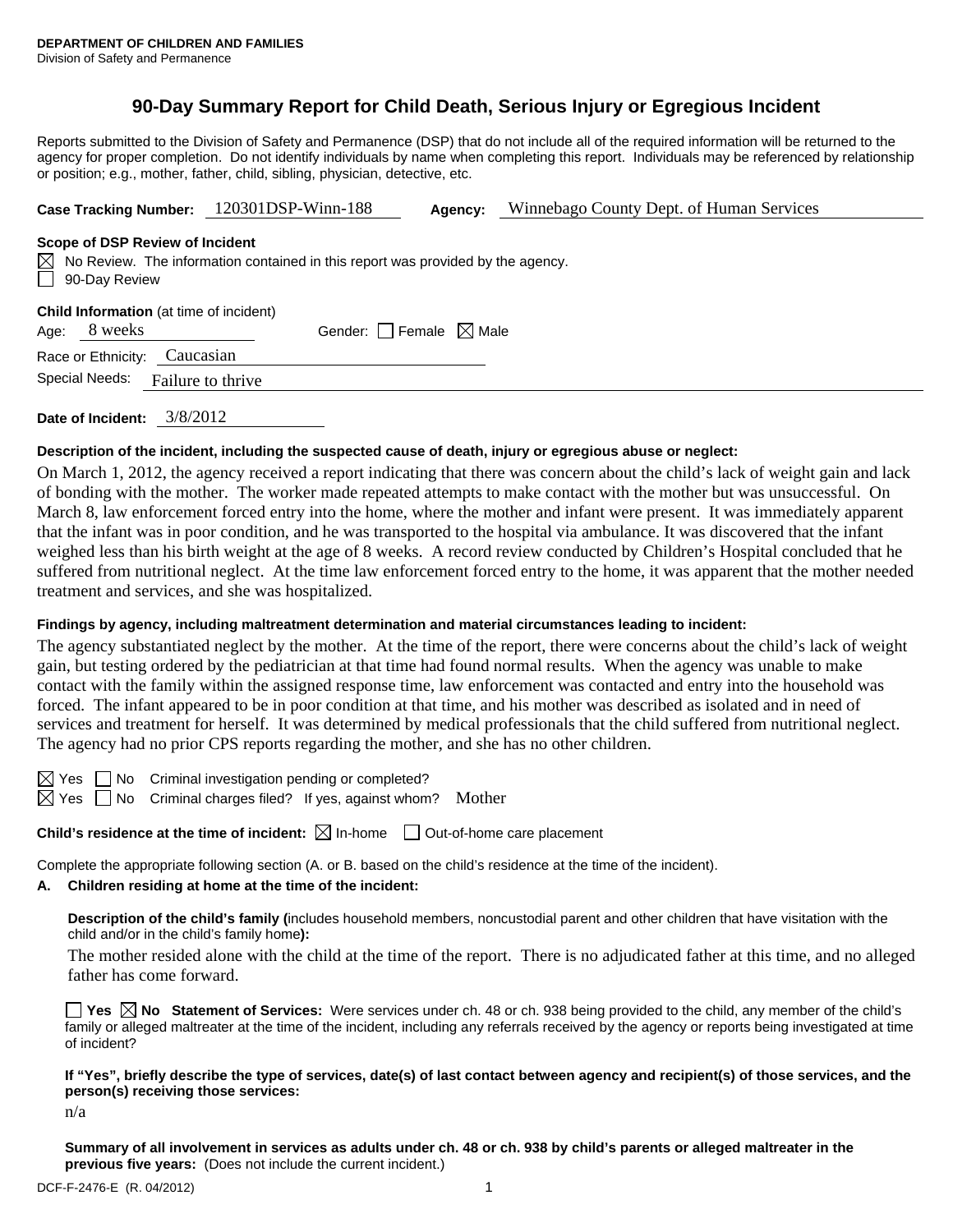**DEPARTMENT OF CHILDREN AND FAMILIES**
Division of Safety and Permanence

# 90-Day Summary Report for Child Death, Serious Injury or Egregious Incident

Reports submitted to the Division of Safety and Permanence (DSP) that do not include all of the required information will be returned to the agency for proper completion. Do not identify individuals by name when completing this report. Individuals may be referenced by relationship or position; e.g., mother, father, child, sibling, physician, detective, etc.

**Case Tracking Number:** 120301DSP-Winn-188 **Agency:** Winnebago County Dept. of Human Services

**Scope of DSP Review of Incident**

☒ No Review. The information contained in this report was provided by the agency.
☐ 90-Day Review

**Child Information** (at time of incident)

Age: 8 weeks Gender: ☐ Female ☒ Male

Race or Ethnicity: Caucasian

Special Needs: Failure to thrive

**Date of Incident:** 3/8/2012

**Description of the incident, including the suspected cause of death, injury or egregious abuse or neglect:**

On March 1, 2012, the agency received a report indicating that there was concern about the child's lack of weight gain and lack of bonding with the mother. The worker made repeated attempts to make contact with the mother but was unsuccessful. On March 8, law enforcement forced entry into the home, where the mother and infant were present. It was immediately apparent that the infant was in poor condition, and he was transported to the hospital via ambulance. It was discovered that the infant weighed less than his birth weight at the age of 8 weeks. A record review conducted by Children's Hospital concluded that he suffered from nutritional neglect. At the time law enforcement forced entry to the home, it was apparent that the mother needed treatment and services, and she was hospitalized.

**Findings by agency, including maltreatment determination and material circumstances leading to incident:**

The agency substantiated neglect by the mother. At the time of the report, there were concerns about the child's lack of weight gain, but testing ordered by the pediatrician at that time had found normal results. When the agency was unable to make contact with the family within the assigned response time, law enforcement was contacted and entry into the household was forced. The infant appeared to be in poor condition at that time, and his mother was described as isolated and in need of services and treatment for herself. It was determined by medical professionals that the child suffered from nutritional neglect. The agency had no prior CPS reports regarding the mother, and she has no other children.

☒ Yes ☐ No Criminal investigation pending or completed?
☒ Yes ☐ No Criminal charges filed? If yes, against whom? Mother

**Child's residence at the time of incident:** ☒ In-home ☐ Out-of-home care placement

Complete the appropriate following section (A. or B. based on the child's residence at the time of the incident).

**A. Children residing at home at the time of the incident:**

**Description of the child's family (**includes household members, noncustodial parent and other children that have visitation with the child and/or in the child's family home**):**

The mother resided alone with the child at the time of the report. There is no adjudicated father at this time, and no alleged father has come forward.

☐ **Yes** ☒ **No Statement of Services:** Were services under ch. 48 or ch. 938 being provided to the child, any member of the child's family or alleged maltreater at the time of the incident, including any referrals received by the agency or reports being investigated at time of incident?

**If "Yes", briefly describe the type of services, date(s) of last contact between agency and recipient(s) of those services, and the person(s) receiving those services:**

n/a

**Summary of all involvement in services as adults under ch. 48 or ch. 938 by child's parents or alleged maltreater in the previous five years:** (Does not include the current incident.)

DCF-F-2476-E (R. 04/2012)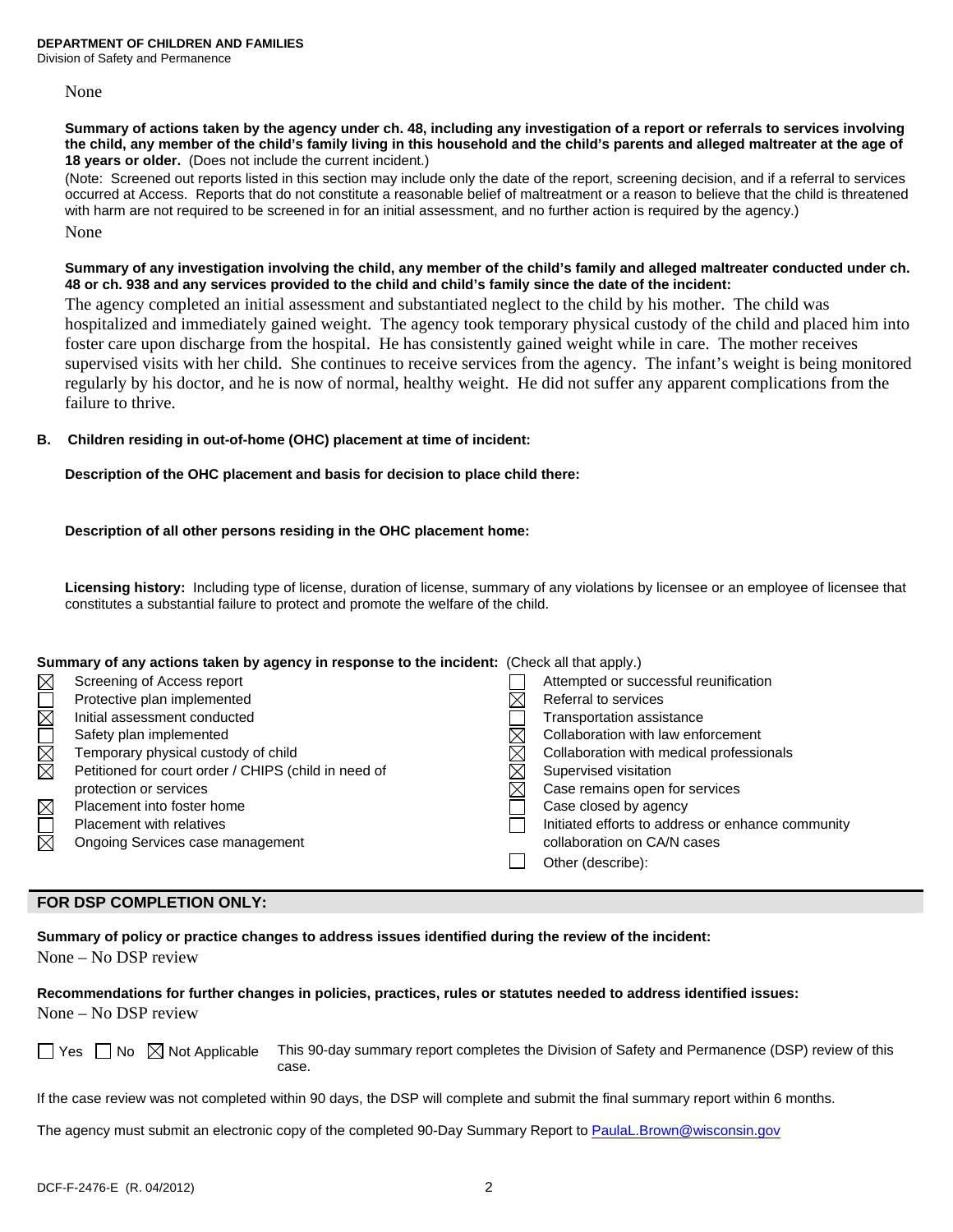**DEPARTMENT OF CHILDREN AND FAMILIES**
Division of Safety and Permanence

None

**Summary of actions taken by the agency under ch. 48, including any investigation of a report or referrals to services involving the child, any member of the child's family living in this household and the child's parents and alleged maltreater at the age of 18 years or older.** (Does not include the current incident.)

(Note: Screened out reports listed in this section may include only the date of the report, screening decision, and if a referral to services occurred at Access. Reports that do not constitute a reasonable belief of maltreatment or a reason to believe that the child is threatened with harm are not required to be screened in for an initial assessment, and no further action is required by the agency.)

None

**Summary of any investigation involving the child, any member of the child's family and alleged maltreater conducted under ch. 48 or ch. 938 and any services provided to the child and child's family since the date of the incident:**

The agency completed an initial assessment and substantiated neglect to the child by his mother. The child was hospitalized and immediately gained weight. The agency took temporary physical custody of the child and placed him into foster care upon discharge from the hospital. He has consistently gained weight while in care. The mother receives supervised visits with her child. She continues to receive services from the agency. The infant's weight is being monitored regularly by his doctor, and he is now of normal, healthy weight. He did not suffer any apparent complications from the failure to thrive.

**B. Children residing in out-of-home (OHC) placement at time of incident:**

**Description of the OHC placement and basis for decision to place child there:**

**Description of all other persons residing in the OHC placement home:**

**Licensing history:** Including type of license, duration of license, summary of any violations by licensee or an employee of licensee that constitutes a substantial failure to protect and promote the welfare of the child.

**Summary of any actions taken by agency in response to the incident:** (Check all that apply.)

- ☒ Screening of Access report
- ☐ Protective plan implemented
- ☒ Initial assessment conducted
- ☐ Safety plan implemented
- ☒ Temporary physical custody of child
- ☒ Petitioned for court order / CHIPS (child in need of protection or services
- ☒ Placement into foster home
- ☐ Placement with relatives
- ☒ Ongoing Services case management
- ☐ Attempted or successful reunification
- ☒ Referral to services
- ☐ Transportation assistance
- ☒ Collaboration with law enforcement
- ☒ Collaboration with medical professionals
- ☒ Supervised visitation
- ☒ Case remains open for services
- ☐ Case closed by agency
- ☐ Initiated efforts to address or enhance community collaboration on CA/N cases
- ☐ Other (describe):

## FOR DSP COMPLETION ONLY:

**Summary of policy or practice changes to address issues identified during the review of the incident:**

None – No DSP review

**Recommendations for further changes in policies, practices, rules or statutes needed to address identified issues:**

None – No DSP review

☐ Yes ☐ No ☒ Not Applicable This 90-day summary report completes the Division of Safety and Permanence (DSP) review of this case.

If the case review was not completed within 90 days, the DSP will complete and submit the final summary report within 6 months.

The agency must submit an electronic copy of the completed 90-Day Summary Report to PaulaL.Brown@wisconsin.gov

DCF-F-2476-E (R. 04/2012)